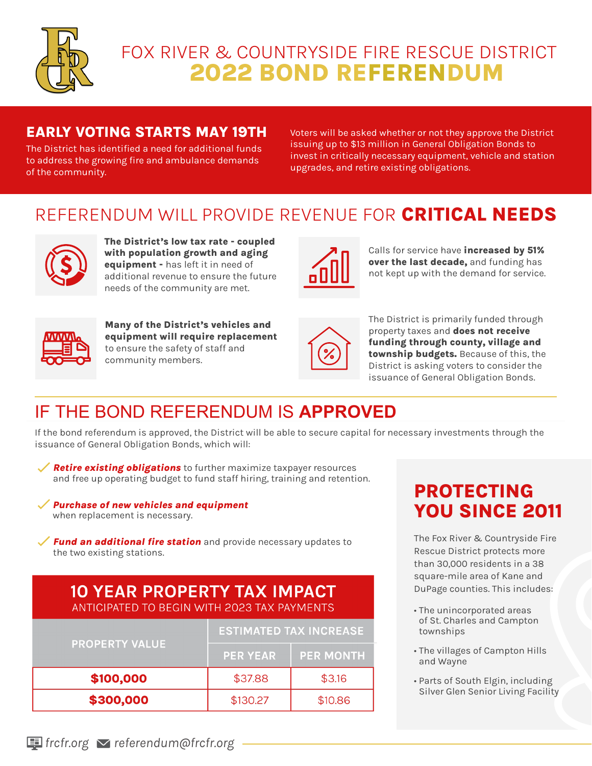# FOX RIVER & COUNTRYSIDE FIRE RESCUE DISTRICT
# 2022 BOND REFERENDUM

## EARLY VOTING STARTS MAY 19TH

The District has identified a need for additional funds to address the growing fire and ambulance demands of the community.

Voters will be asked whether or not they approve the District issuing up to $13 million in General Obligation Bonds to invest in critically necessary equipment, vehicle and station upgrades, and retire existing obligations.

## REFERENDUM WILL PROVIDE REVENUE FOR **CRITICAL NEEDS**

**The District's low tax rate - coupled with population growth and aging equipment -** has left it in need of additional revenue to ensure the future needs of the community are met.

Calls for service have **increased by 51% over the last decade,** and funding has not kept up with the demand for service.

**Many of the District's vehicles and equipment will require replacement** to ensure the safety of staff and community members.

The District is primarily funded through property taxes and **does not receive funding through county, village and township budgets.** Because of this, the District is asking voters to consider the issuance of General Obligation Bonds.

## IF THE BOND REFERENDUM IS **APPROVED**

If the bond referendum is approved, the District will be able to secure capital for necessary investments through the issuance of General Obligation Bonds, which will:

- ***Retire existing obligations*** to further maximize taxpayer resources and free up operating budget to fund staff hiring, training and retention.
- ***Purchase of new vehicles and equipment*** when replacement is necessary.
- ***Fund an additional fire station*** and provide necessary updates to the two existing stations.

### 10 YEAR PROPERTY TAX IMPACT
ANTICIPATED TO BEGIN WITH 2023 TAX PAYMENTS

| PROPERTY VALUE | ESTIMATED TAX INCREASE | |
|---|---|---|
| | PER YEAR | PER MONTH |
| **$100,000** | $37.88 | $3.16 |
| **$300,000** | $130.27 | $10.86 |

## PROTECTING YOU SINCE 2011

The Fox River & Countryside Fire Rescue District protects more than 30,000 residents in a 38 square-mile area of Kane and DuPage counties. This includes:

- The unincorporated areas of St. Charles and Campton townships
- The villages of Campton Hills and Wayne
- Parts of South Elgin, including Silver Glen Senior Living Facility

frcfr.org referendum@frcfr.org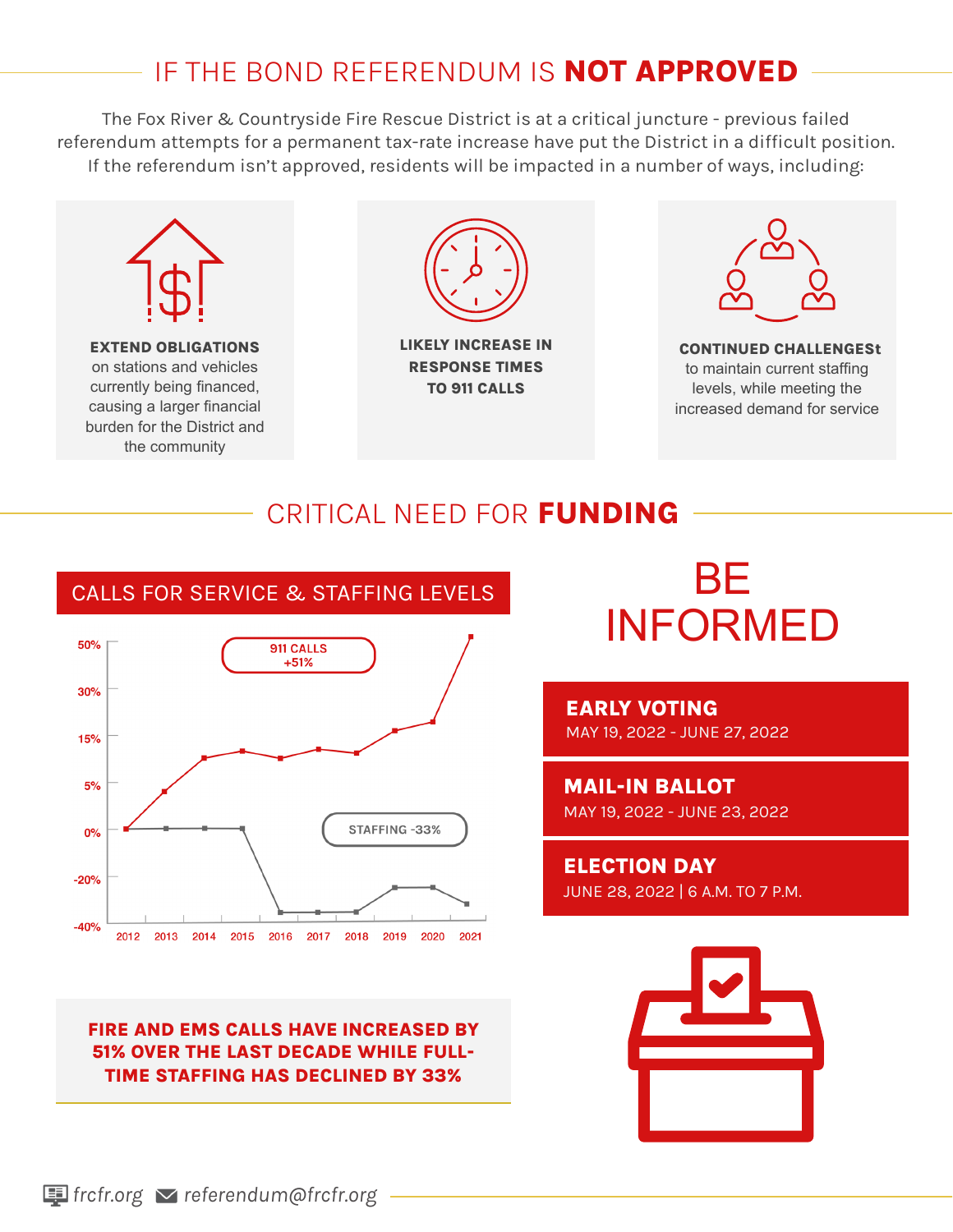## IF THE BOND REFERENDUM IS **NOT APPROVED**

The Fox River & Countryside Fire Rescue District is at a critical juncture - previous failed referendum attempts for a permanent tax-rate increase have put the District in a difficult position. If the referendum isn't approved, residents will be impacted in a number of ways, including:

**EXTEND OBLIGATIONS** on stations and vehicles currently being financed, causing a larger financial burden for the District and the community

**LIKELY INCREASE IN RESPONSE TIMES TO 911 CALLS**

**CONTINUED CHALLENGESt** to maintain current staffing levels, while meeting the increased demand for service

## CRITICAL NEED FOR **FUNDING**

### CALLS FOR SERVICE & STAFFING LEVELS

911 CALLS +51%

STAFFING -33%

50%
30%
15%
5%
0%
-20%
-40%

2012 2013 2014 2015 2016 2017 2018 2019 2020 2021

**FIRE AND EMS CALLS HAVE INCREASED BY 51% OVER THE LAST DECADE WHILE FULL-TIME STAFFING HAS DECLINED BY 33%**

## BE INFORMED

**EARLY VOTING**
MAY 19, 2022 - JUNE 27, 2022

**MAIL-IN BALLOT**
MAY 19, 2022 - JUNE 23, 2022

**ELECTION DAY**
JUNE 28, 2022 | 6 A.M. TO 7 P.M.

frcfr.org referendum@frcfr.org